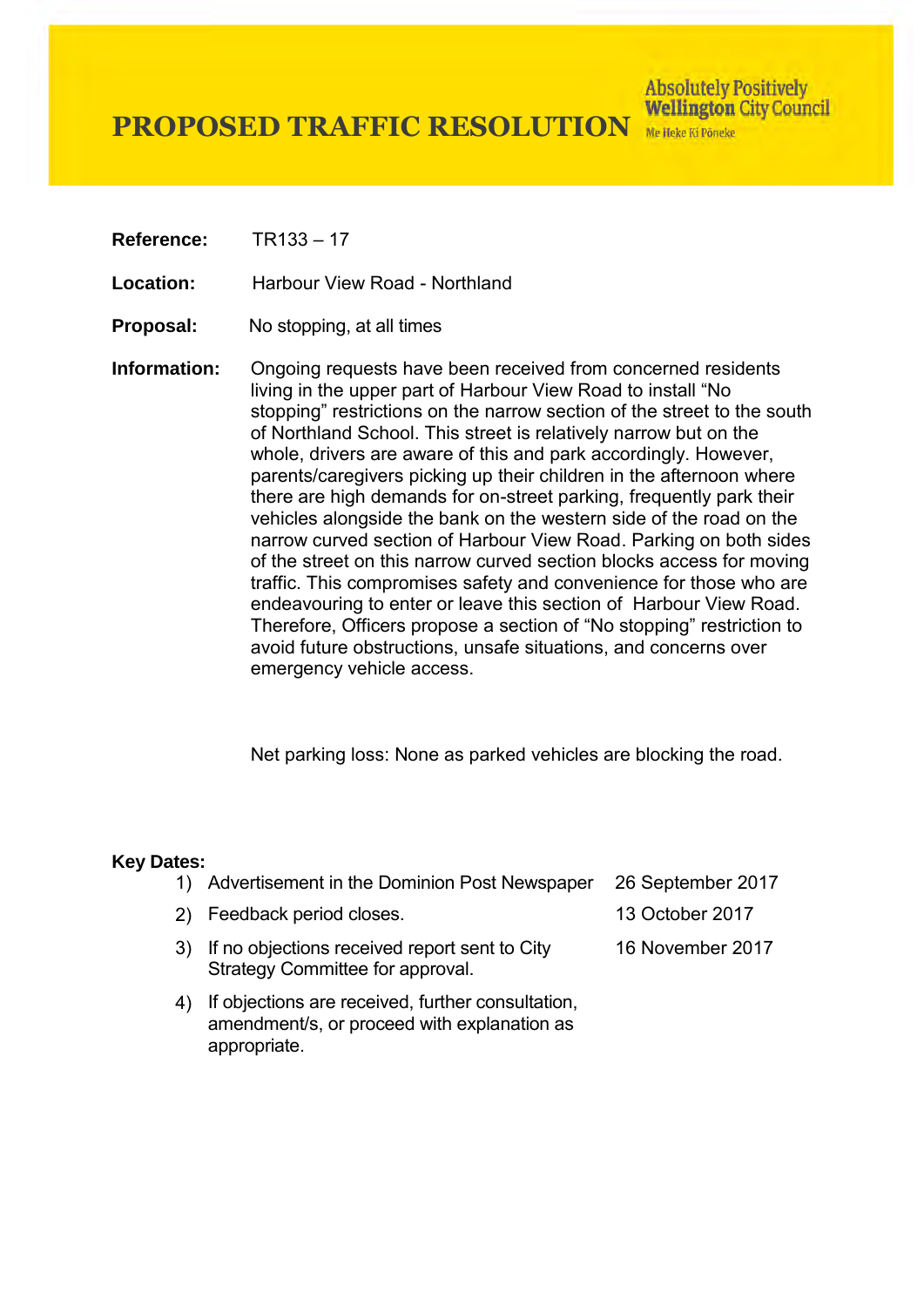# PROPOSED TRAFFIC RESOLUTION

Absolutely Positively **Wellington** City Council
Me Heke Ki Pōneke

**Reference:** TR133 – 17

**Location:** Harbour View Road - Northland

**Proposal:** No stopping, at all times

**Information:** Ongoing requests have been received from concerned residents living in the upper part of Harbour View Road to install "No stopping" restrictions on the narrow section of the street to the south of Northland School. This street is relatively narrow but on the whole, drivers are aware of this and park accordingly. However, parents/caregivers picking up their children in the afternoon where there are high demands for on-street parking, frequently park their vehicles alongside the bank on the western side of the road on the narrow curved section of Harbour View Road. Parking on both sides of the street on this narrow curved section blocks access for moving traffic. This compromises safety and convenience for those who are endeavouring to enter or leave this section of Harbour View Road. Therefore, Officers propose a section of "No stopping" restriction to avoid future obstructions, unsafe situations, and concerns over emergency vehicle access.

Net parking loss: None as parked vehicles are blocking the road.

**Key Dates:**

1) Advertisement in the Dominion Post Newspaper — 26 September 2017
2) Feedback period closes. — 13 October 2017
3) If no objections received report sent to City Strategy Committee for approval. — 16 November 2017
4) If objections are received, further consultation, amendment/s, or proceed with explanation as appropriate.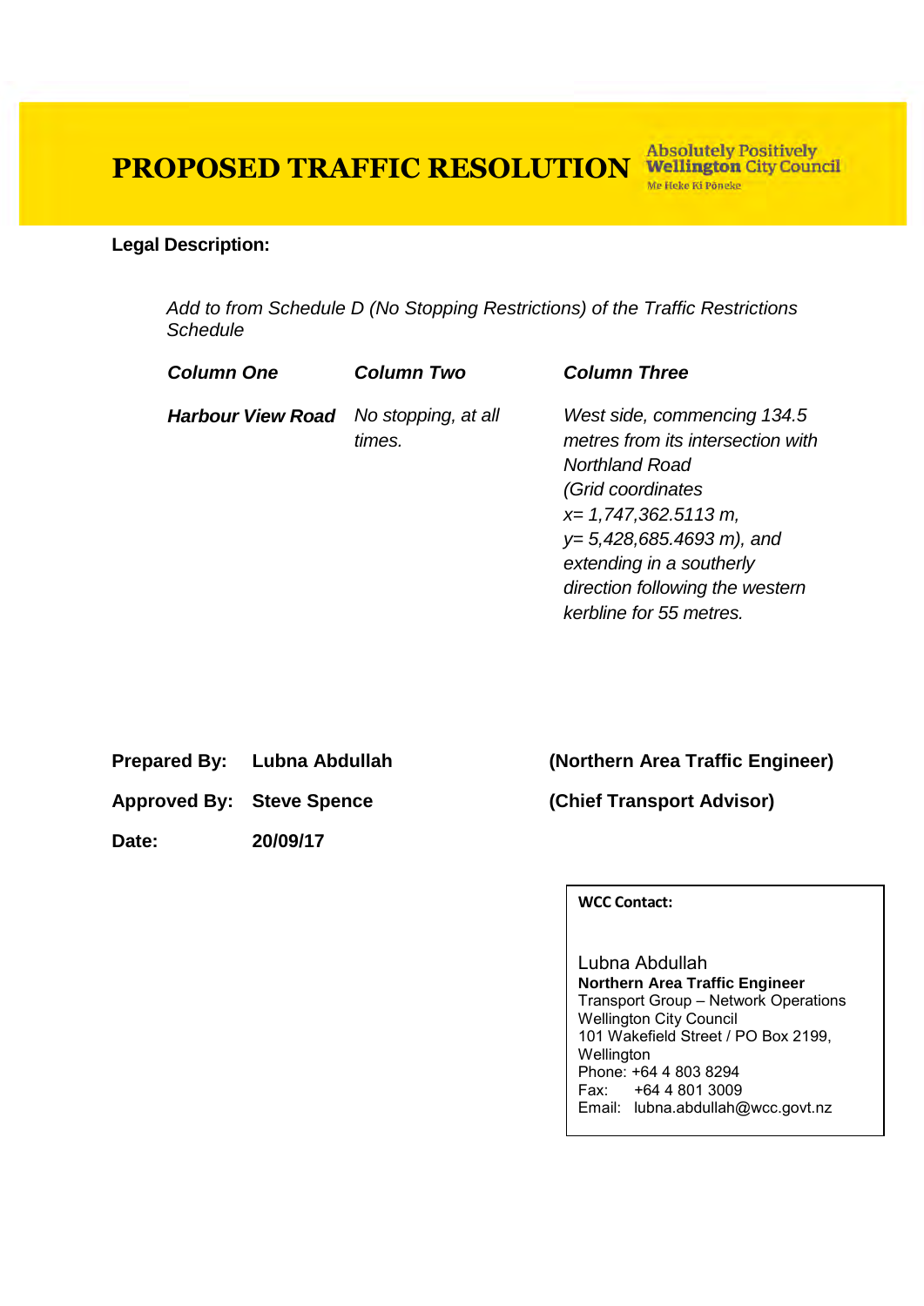# PROPOSED TRAFFIC RESOLUTION

Absolutely Positively **Wellington** City Council
Me Heke Ki Pōneke

**Legal Description:**

*Add to from Schedule D (No Stopping Restrictions) of the Traffic Restrictions Schedule*

| *Column One* | *Column Two* | *Column Three* |
|---|---|---|
| ***Harbour View Road*** | *No stopping, at all times.* | *West side, commencing 134.5 metres from its intersection with Northland Road (Grid coordinates x= 1,747,362.5113 m, y= 5,428,685.4693 m), and extending in a southerly direction following the western kerbline for 55 metres.* |

**Prepared By:** **Lubna Abdullah** **(Northern Area Traffic Engineer)**

**Approved By:** **Steve Spence** **(Chief Transport Advisor)**

**Date:** **20/09/17**

**WCC Contact:**

Lubna Abdullah
**Northern Area Traffic Engineer**
Transport Group – Network Operations
Wellington City Council
101 Wakefield Street / PO Box 2199, Wellington
Phone: +64 4 803 8294
Fax: +64 4 801 3009
Email: lubna.abdullah@wcc.govt.nz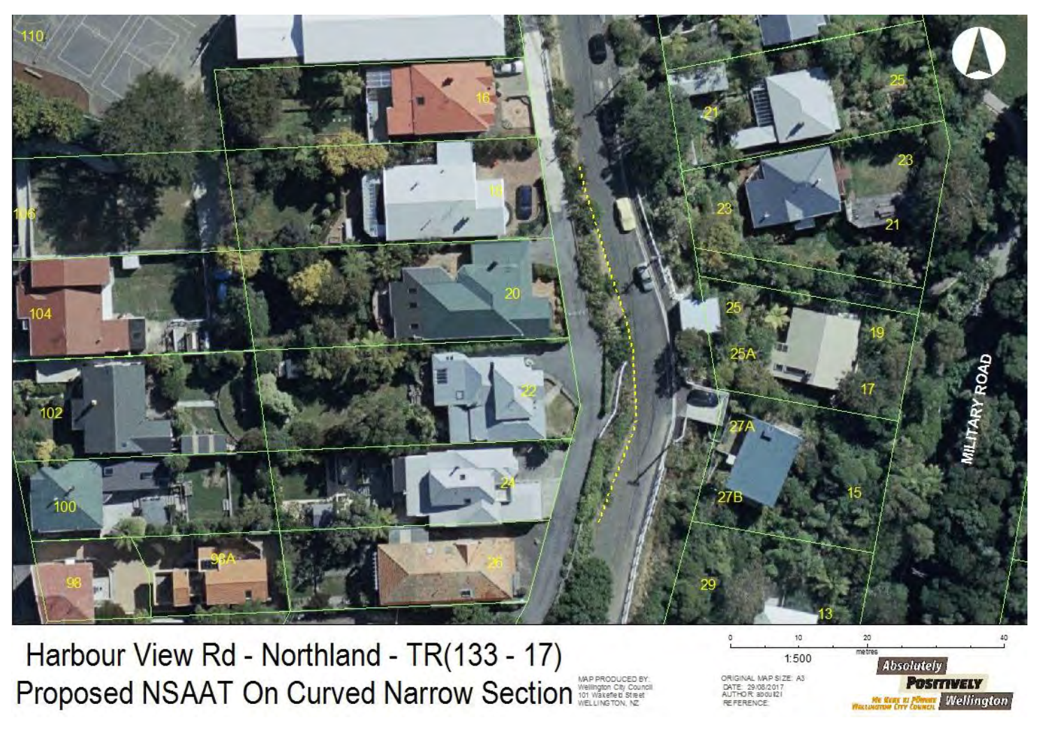# Harbour View Rd - Northland - TR(133 - 17)

# Proposed NSAAT On Curved Narrow Section

MAP PRODUCED BY:
Wellington City Council
101 Wakefield Street
WELLINGTON, NZ

ORIGINAL MAP SIZE: A3
DATE: 29/08/2017
AUTHOR: abdul21
REFERENCE:

0 10 20 40
metres
1:500

Absolutely Positively Wellington
Me Heke Ki Pōneke
Wellington City Council

MILITARY ROAD

110
16
18
106
20
104
22
102
24
100
98A
98
26
21
25
23
23
21
25
19
25A
17
27A
27B
15
29
13